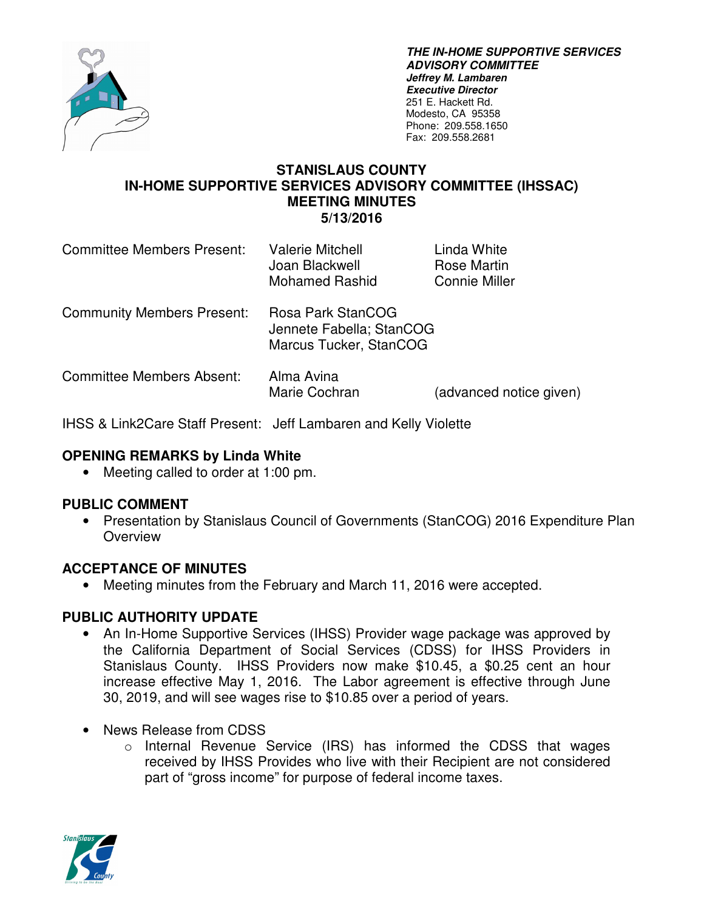***THE IN-HOME SUPPORTIVE SERVICES ADVISORY COMMITTEE***
***Jeffrey M. Lambaren***
***Executive Director***
251 E. Hackett Rd.
Modesto, CA 95358
Phone: 209.558.1650
Fax: 209.558.2681

# STANISLAUS COUNTY
# IN-HOME SUPPORTIVE SERVICES ADVISORY COMMITTEE (IHSSAC)
# MEETING MINUTES
# 5/13/2016

| | | |
|---|---|---|
| Committee Members Present: | Valerie Mitchell<br>Joan Blackwell<br>Mohamed Rashid | Linda White<br>Rose Martin<br>Connie Miller |
| Community Members Present: | Rosa Park StanCOG<br>Jennete Fabella; StanCOG<br>Marcus Tucker, StanCOG | |
| Committee Members Absent: | Alma Avina<br>Marie Cochran | (advanced notice given) |

IHSS & Link2Care Staff Present: Jeff Lambaren and Kelly Violette

## OPENING REMARKS by Linda White

- Meeting called to order at 1:00 pm.

## PUBLIC COMMENT

- Presentation by Stanislaus Council of Governments (StanCOG) 2016 Expenditure Plan Overview

## ACCEPTANCE OF MINUTES

- Meeting minutes from the February and March 11, 2016 were accepted.

## PUBLIC AUTHORITY UPDATE

- An In-Home Supportive Services (IHSS) Provider wage package was approved by the California Department of Social Services (CDSS) for IHSS Providers in Stanislaus County. IHSS Providers now make $10.45, a $0.25 cent an hour increase effective May 1, 2016. The Labor agreement is effective through June 30, 2019, and will see wages rise to $10.85 over a period of years.

- News Release from CDSS
    - Internal Revenue Service (IRS) has informed the CDSS that wages received by IHSS Provides who live with their Recipient are not considered part of "gross income" for purpose of federal income taxes.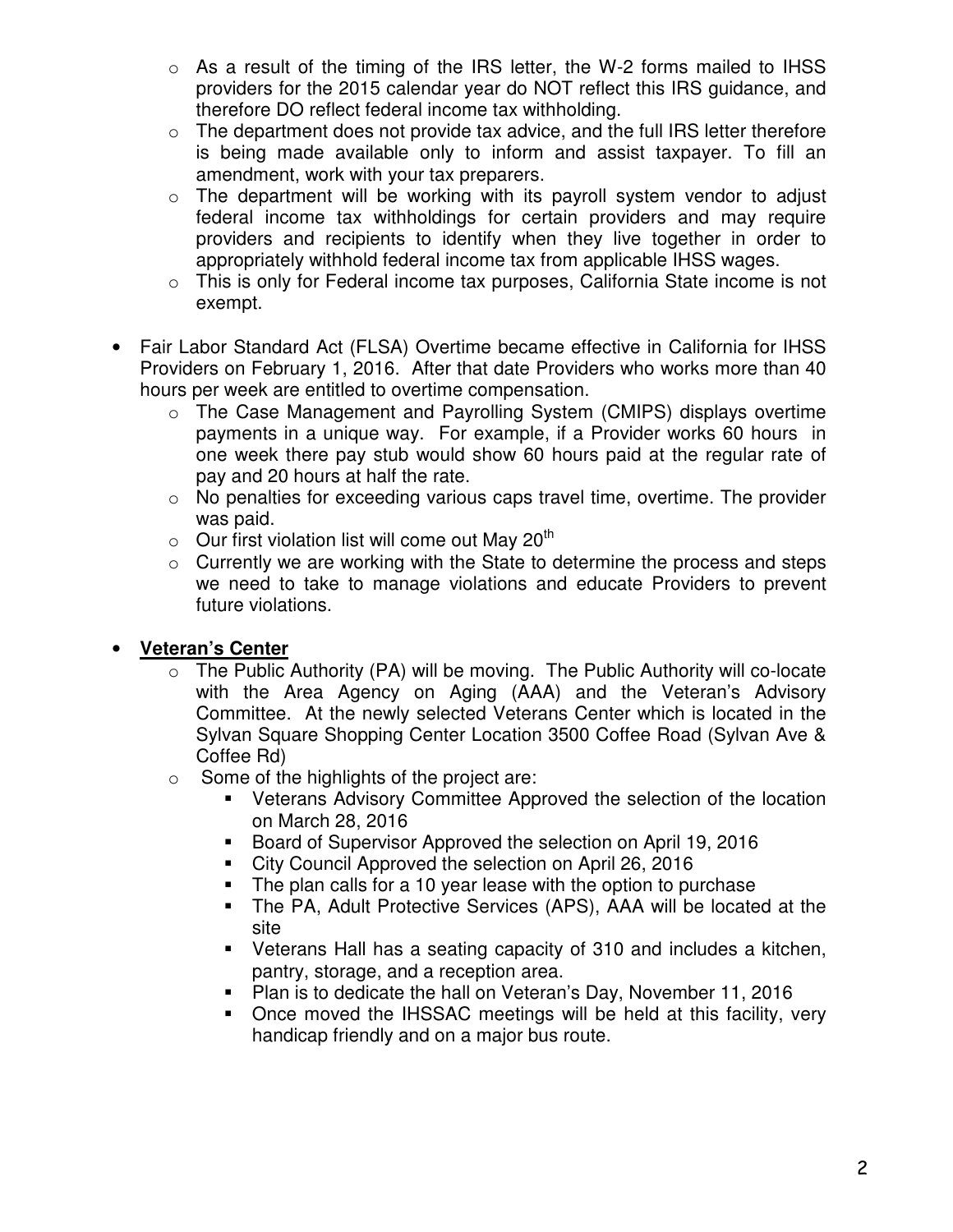- As a result of the timing of the IRS letter, the W-2 forms mailed to IHSS providers for the 2015 calendar year do NOT reflect this IRS guidance, and therefore DO reflect federal income tax withholding.
- The department does not provide tax advice, and the full IRS letter therefore is being made available only to inform and assist taxpayer. To fill an amendment, work with your tax preparers.
- The department will be working with its payroll system vendor to adjust federal income tax withholdings for certain providers and may require providers and recipients to identify when they live together in order to appropriately withhold federal income tax from applicable IHSS wages.
- This is only for Federal income tax purposes, California State income is not exempt.

- Fair Labor Standard Act (FLSA) Overtime became effective in California for IHSS Providers on February 1, 2016. After that date Providers who works more than 40 hours per week are entitled to overtime compensation.
    - The Case Management and Payrolling System (CMIPS) displays overtime payments in a unique way. For example, if a Provider works 60 hours in one week there pay stub would show 60 hours paid at the regular rate of pay and 20 hours at half the rate.
    - No penalties for exceeding various caps travel time, overtime. The provider was paid.
    - Our first violation list will come out May 20th
    - Currently we are working with the State to determine the process and steps we need to take to manage violations and educate Providers to prevent future violations.

- **Veteran's Center**
    - The Public Authority (PA) will be moving. The Public Authority will co-locate with the Area Agency on Aging (AAA) and the Veteran's Advisory Committee. At the newly selected Veterans Center which is located in the Sylvan Square Shopping Center Location 3500 Coffee Road (Sylvan Ave & Coffee Rd)
    - Some of the highlights of the project are:
        - Veterans Advisory Committee Approved the selection of the location on March 28, 2016
        - Board of Supervisor Approved the selection on April 19, 2016
        - City Council Approved the selection on April 26, 2016
        - The plan calls for a 10 year lease with the option to purchase
        - The PA, Adult Protective Services (APS), AAA will be located at the site
        - Veterans Hall has a seating capacity of 310 and includes a kitchen, pantry, storage, and a reception area.
        - Plan is to dedicate the hall on Veteran's Day, November 11, 2016
        - Once moved the IHSSAC meetings will be held at this facility, very handicap friendly and on a major bus route.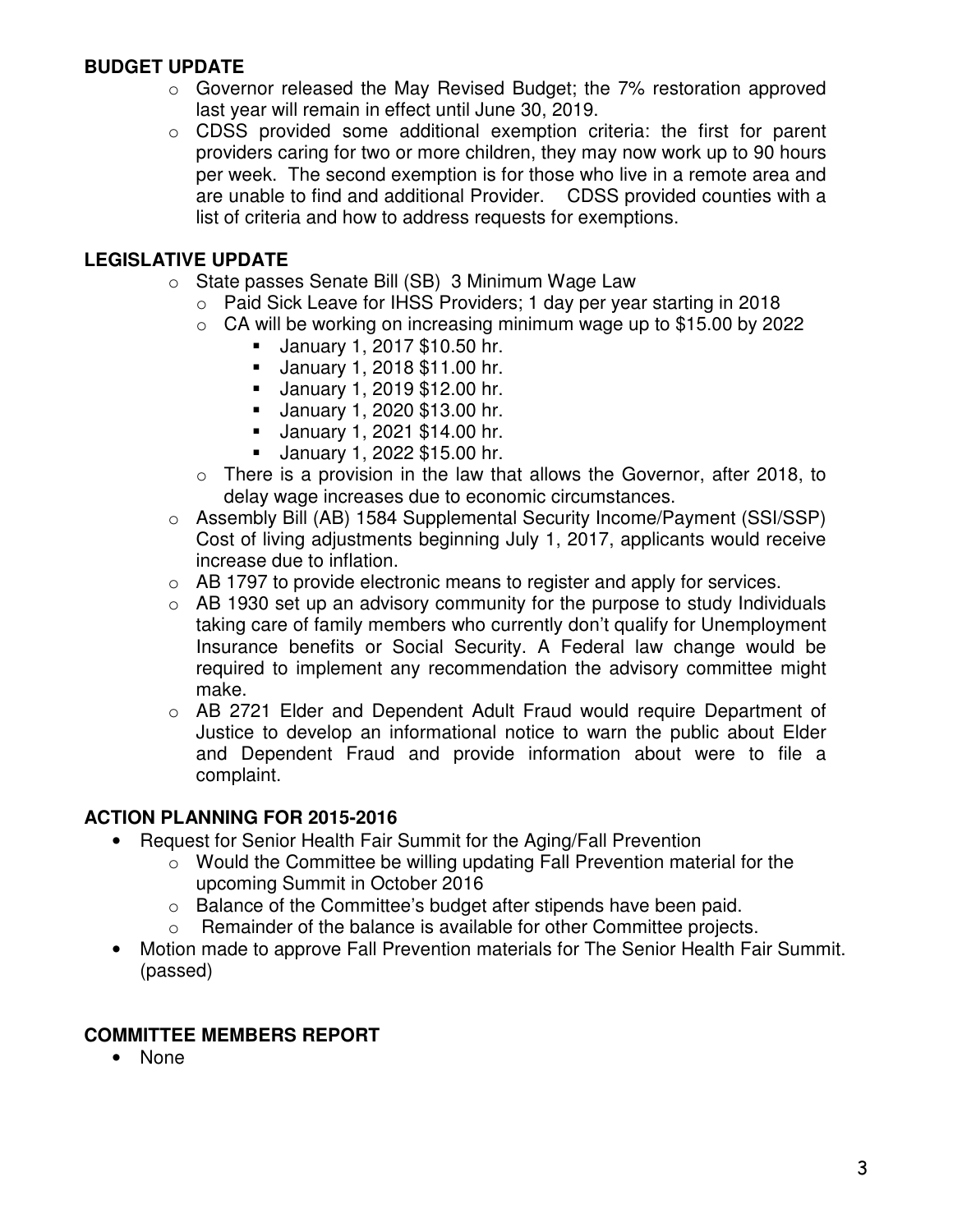## BUDGET UPDATE

- Governor released the May Revised Budget; the 7% restoration approved last year will remain in effect until June 30, 2019.
- CDSS provided some additional exemption criteria: the first for parent providers caring for two or more children, they may now work up to 90 hours per week. The second exemption is for those who live in a remote area and are unable to find and additional Provider. CDSS provided counties with a list of criteria and how to address requests for exemptions.

## LEGISLATIVE UPDATE

- State passes Senate Bill (SB) 3 Minimum Wage Law
  - Paid Sick Leave for IHSS Providers; 1 day per year starting in 2018
  - CA will be working on increasing minimum wage up to $15.00 by 2022
    - January 1, 2017 $10.50 hr.
    - January 1, 2018 $11.00 hr.
    - January 1, 2019 $12.00 hr.
    - January 1, 2020 $13.00 hr.
    - January 1, 2021 $14.00 hr.
    - January 1, 2022 $15.00 hr.
  - There is a provision in the law that allows the Governor, after 2018, to delay wage increases due to economic circumstances.
- Assembly Bill (AB) 1584 Supplemental Security Income/Payment (SSI/SSP) Cost of living adjustments beginning July 1, 2017, applicants would receive increase due to inflation.
- AB 1797 to provide electronic means to register and apply for services.
- AB 1930 set up an advisory community for the purpose to study Individuals taking care of family members who currently don't qualify for Unemployment Insurance benefits or Social Security. A Federal law change would be required to implement any recommendation the advisory committee might make.
- AB 2721 Elder and Dependent Adult Fraud would require Department of Justice to develop an informational notice to warn the public about Elder and Dependent Fraud and provide information about were to file a complaint.

## ACTION PLANNING FOR 2015-2016

- Request for Senior Health Fair Summit for the Aging/Fall Prevention
  - Would the Committee be willing updating Fall Prevention material for the upcoming Summit in October 2016
  - Balance of the Committee's budget after stipends have been paid.
  - Remainder of the balance is available for other Committee projects.
- Motion made to approve Fall Prevention materials for The Senior Health Fair Summit. (passed)

## COMMITTEE MEMBERS REPORT

- None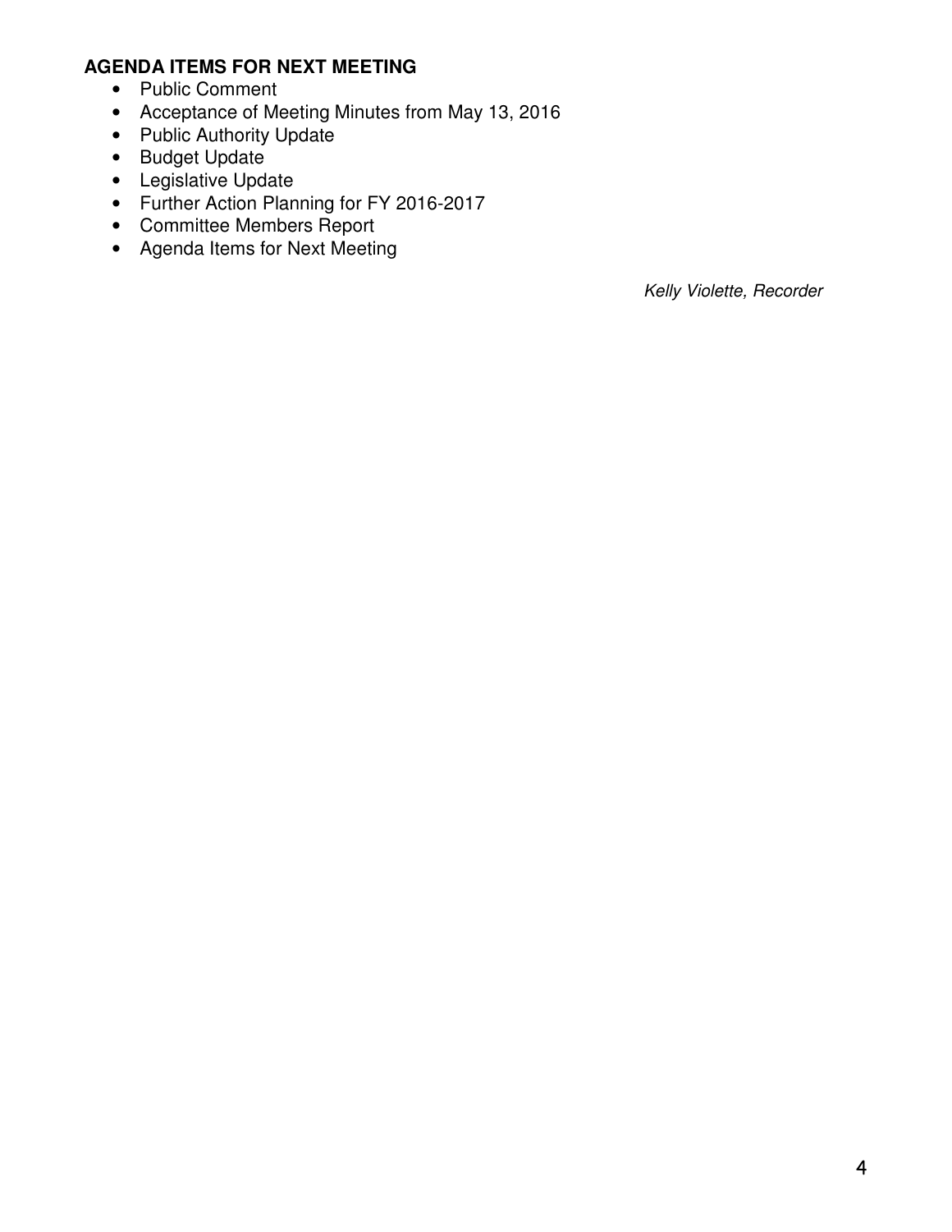**AGENDA ITEMS FOR NEXT MEETING**

- Public Comment
- Acceptance of Meeting Minutes from May 13, 2016
- Public Authority Update
- Budget Update
- Legislative Update
- Further Action Planning for FY 2016-2017
- Committee Members Report
- Agenda Items for Next Meeting

*Kelly Violette, Recorder*